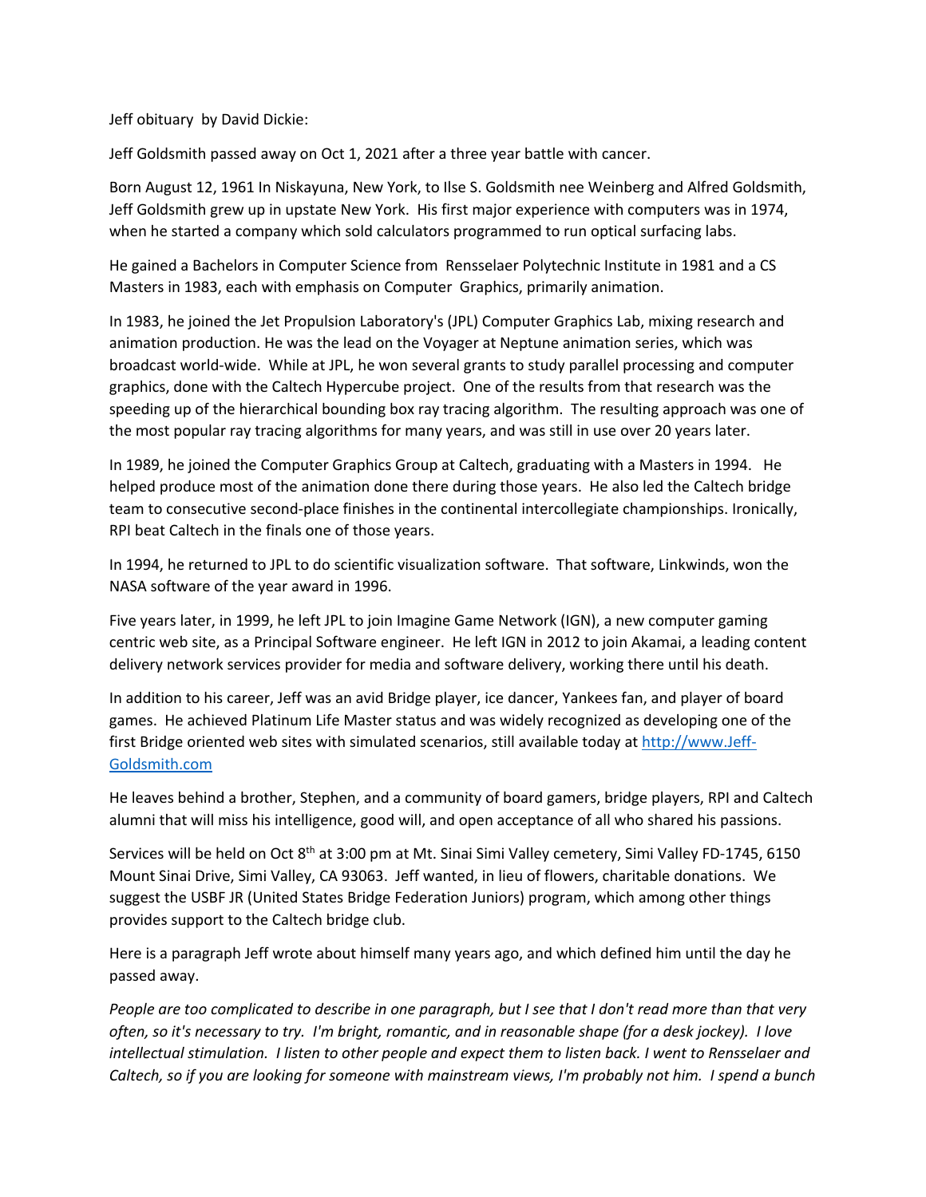Jeff obituary by David Dickie:

Jeff Goldsmith passed away on Oct 1, 2021 after a three year battle with cancer.

Born August 12, 1961 In Niskayuna, New York, to Ilse S. Goldsmith nee Weinberg and Alfred Goldsmith, Jeff Goldsmith grew up in upstate New York. His first major experience with computers was in 1974, when he started a company which sold calculators programmed to run optical surfacing labs.

He gained a Bachelors in Computer Science from Rensselaer Polytechnic Institute in 1981 and a CS Masters in 1983, each with emphasis on Computer Graphics, primarily animation.

In 1983, he joined the Jet Propulsion Laboratory's (JPL) Computer Graphics Lab, mixing research and animation production. He was the lead on the Voyager at Neptune animation series, which was broadcast world-wide. While at JPL, he won several grants to study parallel processing and computer graphics, done with the Caltech Hypercube project. One of the results from that research was the speeding up of the hierarchical bounding box ray tracing algorithm. The resulting approach was one of the most popular ray tracing algorithms for many years, and was still in use over 20 years later.

In 1989, he joined the Computer Graphics Group at Caltech, graduating with a Masters in 1994. He helped produce most of the animation done there during those years. He also led the Caltech bridge team to consecutive second-place finishes in the continental intercollegiate championships. Ironically, RPI beat Caltech in the finals one of those years.

In 1994, he returned to JPL to do scientific visualization software. That software, Linkwinds, won the NASA software of the year award in 1996.

Five years later, in 1999, he left JPL to join Imagine Game Network (IGN), a new computer gaming centric web site, as a Principal Software engineer. He left IGN in 2012 to join Akamai, a leading content delivery network services provider for media and software delivery, working there until his death.

In addition to his career, Jeff was an avid Bridge player, ice dancer, Yankees fan, and player of board games. He achieved Platinum Life Master status and was widely recognized as developing one of the first Bridge oriented web sites with simulated scenarios, still available today at [http://www.Jeff-Goldsmith.com](http://www.Jeff-Goldsmith.com)

He leaves behind a brother, Stephen, and a community of board gamers, bridge players, RPI and Caltech alumni that will miss his intelligence, good will, and open acceptance of all who shared his passions.

Services will be held on Oct 8th at 3:00 pm at Mt. Sinai Simi Valley cemetery, Simi Valley FD-1745, 6150 Mount Sinai Drive, Simi Valley, CA 93063. Jeff wanted, in lieu of flowers, charitable donations. We suggest the USBF JR (United States Bridge Federation Juniors) program, which among other things provides support to the Caltech bridge club.

Here is a paragraph Jeff wrote about himself many years ago, and which defined him until the day he passed away.

*People are too complicated to describe in one paragraph, but I see that I don't read more than that very often, so it's necessary to try. I'm bright, romantic, and in reasonable shape (for a desk jockey). I love intellectual stimulation. I listen to other people and expect them to listen back. I went to Rensselaer and Caltech, so if you are looking for someone with mainstream views, I'm probably not him. I spend a bunch*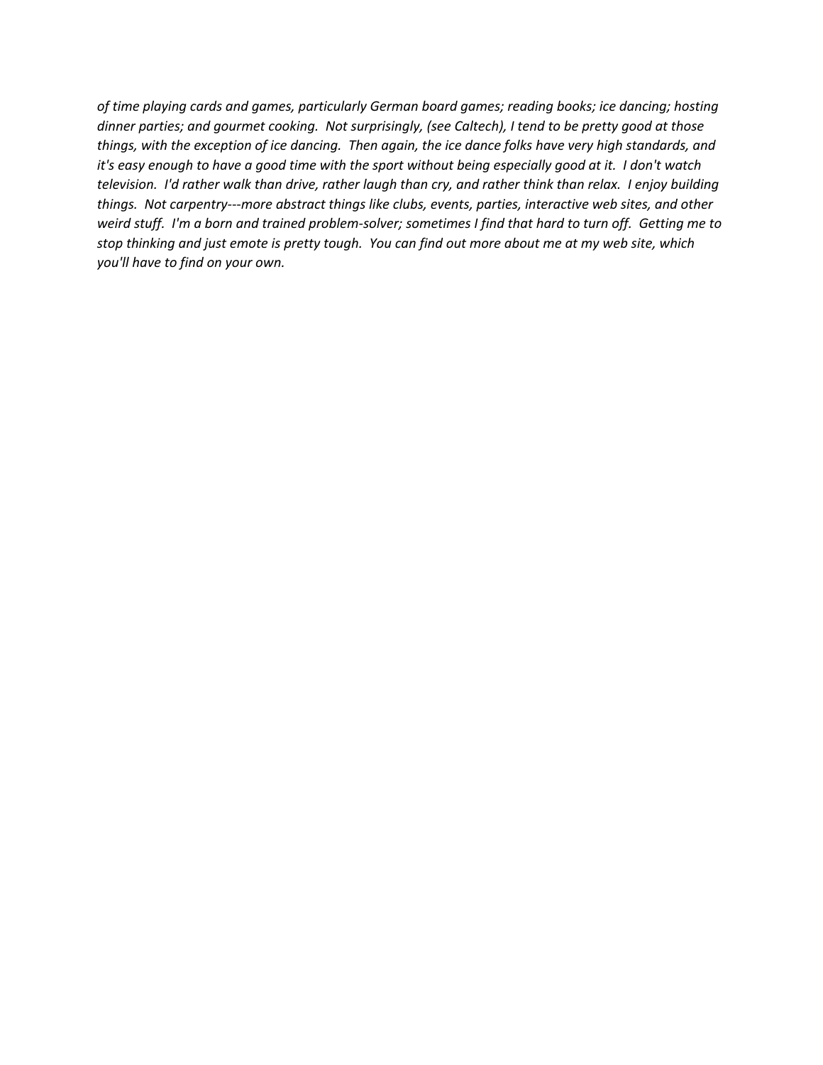*of time playing cards and games, particularly German board games; reading books; ice dancing; hosting dinner parties; and gourmet cooking. Not surprisingly, (see Caltech), I tend to be pretty good at those things, with the exception of ice dancing. Then again, the ice dance folks have very high standards, and it's easy enough to have a good time with the sport without being especially good at it. I don't watch television. I'd rather walk than drive, rather laugh than cry, and rather think than relax. I enjoy building things. Not carpentry---more abstract things like clubs, events, parties, interactive web sites, and other weird stuff. I'm a born and trained problem-solver; sometimes I find that hard to turn off. Getting me to stop thinking and just emote is pretty tough. You can find out more about me at my web site, which you'll have to find on your own.*